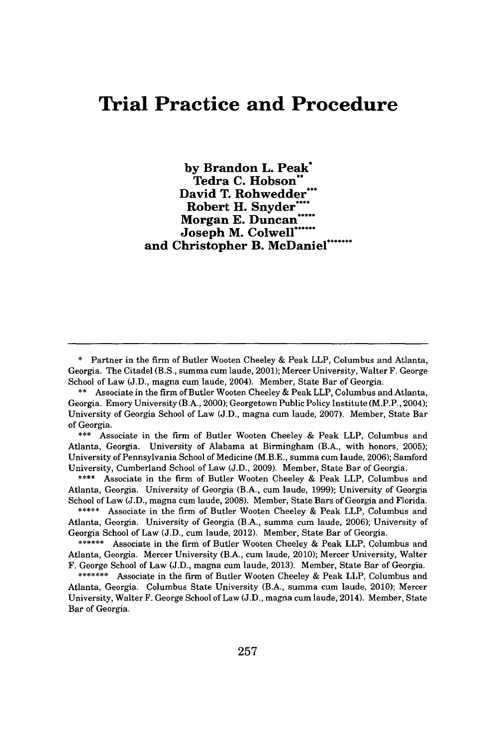# Trial Practice and Procedure

**by Brandon L. Peak***
**Tedra C. Hobson****
**David T. Rohwedder*****
**Robert H. Snyder******
**Morgan E. Duncan*******
**Joseph M. Colwell********
**and Christopher B. McDaniel*********

---

\* Partner in the firm of Butler Wooten Cheeley & Peak LLP, Columbus and Atlanta, Georgia. The Citadel (B.S., summa cum laude, 2001); Mercer University, Walter F. George School of Law (J.D., magna cum laude, 2004). Member, State Bar of Georgia.

\*\* Associate in the firm of Butler Wooten Cheeley & Peak LLP, Columbus and Atlanta, Georgia. Emory University (B.A., 2000); Georgetown Public Policy Institute (M.P.P., 2004); University of Georgia School of Law (J.D., magna cum laude, 2007). Member, State Bar of Georgia.

\*\*\* Associate in the firm of Butler Wooten Cheeley & Peak LLP, Columbus and Atlanta, Georgia. University of Alabama at Birmingham (B.A., with honors, 2005); University of Pennsylvania School of Medicine (M.B.E., summa cum laude, 2006); Samford University, Cumberland School of Law (J.D., 2009). Member, State Bar of Georgia.

\*\*\*\* Associate in the firm of Butler Wooten Cheeley & Peak LLP, Columbus and Atlanta, Georgia. University of Georgia (B.A., cum laude, 1999); University of Georgia School of Law (J.D., magna cum laude, 2008). Member, State Bars of Georgia and Florida.

\*\*\*\*\* Associate in the firm of Butler Wooten Cheeley & Peak LLP, Columbus and Atlanta, Georgia. University of Georgia (B.A., summa cum laude, 2006); University of Georgia School of Law (J.D., cum laude, 2012). Member, State Bar of Georgia.

\*\*\*\*\*\* Associate in the firm of Butler Wooten Cheeley & Peak LLP, Columbus and Atlanta, Georgia. Mercer University (B.A., cum laude, 2010); Mercer University, Walter F. George School of Law (J.D., magna cum laude, 2013). Member, State Bar of Georgia.

\*\*\*\*\*\*\* Associate in the firm of Butler Wooten Cheeley & Peak LLP, Columbus and Atlanta, Georgia. Columbus State University (B.A., summa cum laude, 2010); Mercer University, Walter F. George School of Law (J.D., magna cum laude, 2014). Member, State Bar of Georgia.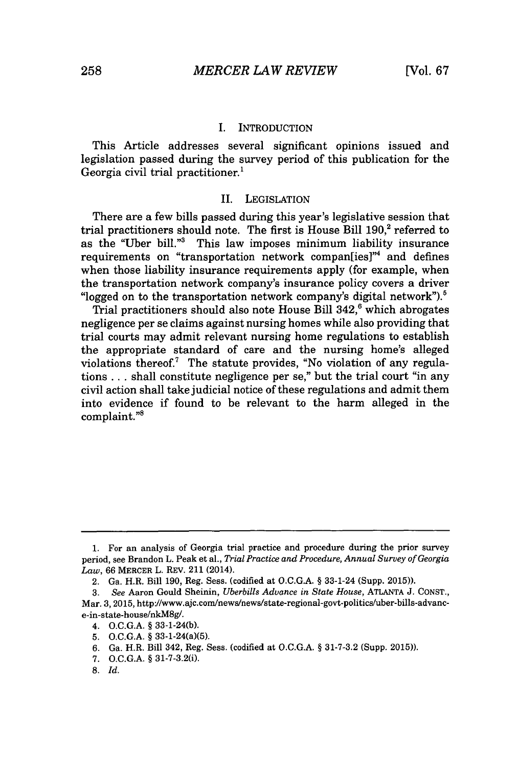## I. INTRODUCTION

This Article addresses several significant opinions issued and legislation passed during the survey period of this publication for the Georgia civil trial practitioner.[1]

## II. LEGISLATION

There are a few bills passed during this year's legislative session that trial practitioners should note. The first is House Bill 190,[2] referred to as the "Uber bill."[3] This law imposes minimum liability insurance requirements on "transportation network compan[ies]"[4] and defines when those liability insurance requirements apply (for example, when the transportation network company's insurance policy covers a driver "logged on to the transportation network company's digital network").[5]

Trial practitioners should also note House Bill 342,[6] which abrogates negligence per se claims against nursing homes while also providing that trial courts may admit relevant nursing home regulations to establish the appropriate standard of care and the nursing home's alleged violations thereof.[7] The statute provides, "No violation of any regulations . . . shall constitute negligence per se," but the trial court "in any civil action shall take judicial notice of these regulations and admit them into evidence if found to be relevant to the harm alleged in the complaint."[8]

---

1. For an analysis of Georgia trial practice and procedure during the prior survey period, see Brandon L. Peak et al., *Trial Practice and Procedure, Annual Survey of Georgia Law*, 66 MERCER L. REV. 211 (2014).

2. Ga. H.R. Bill 190, Reg. Sess. (codified at O.C.G.A. § 33-1-24 (Supp. 2015)).

3. *See* Aaron Gould Sheinin, *Uberbills Advance in State House*, ATLANTA J. CONST., Mar. 3, 2015, http://www.ajc.com/news/news/state-regional-govt-politics/uber-bills-advance-in-state-house/nkM8g/.

4. O.C.G.A. § 33-1-24(b).

5. O.C.G.A. § 33-1-24(a)(5).

6. Ga. H.R. Bill 342, Reg. Sess. (codified at O.C.G.A. § 31-7-3.2 (Supp. 2015)).

7. O.C.G.A. § 31-7-3.2(i).

8. *Id.*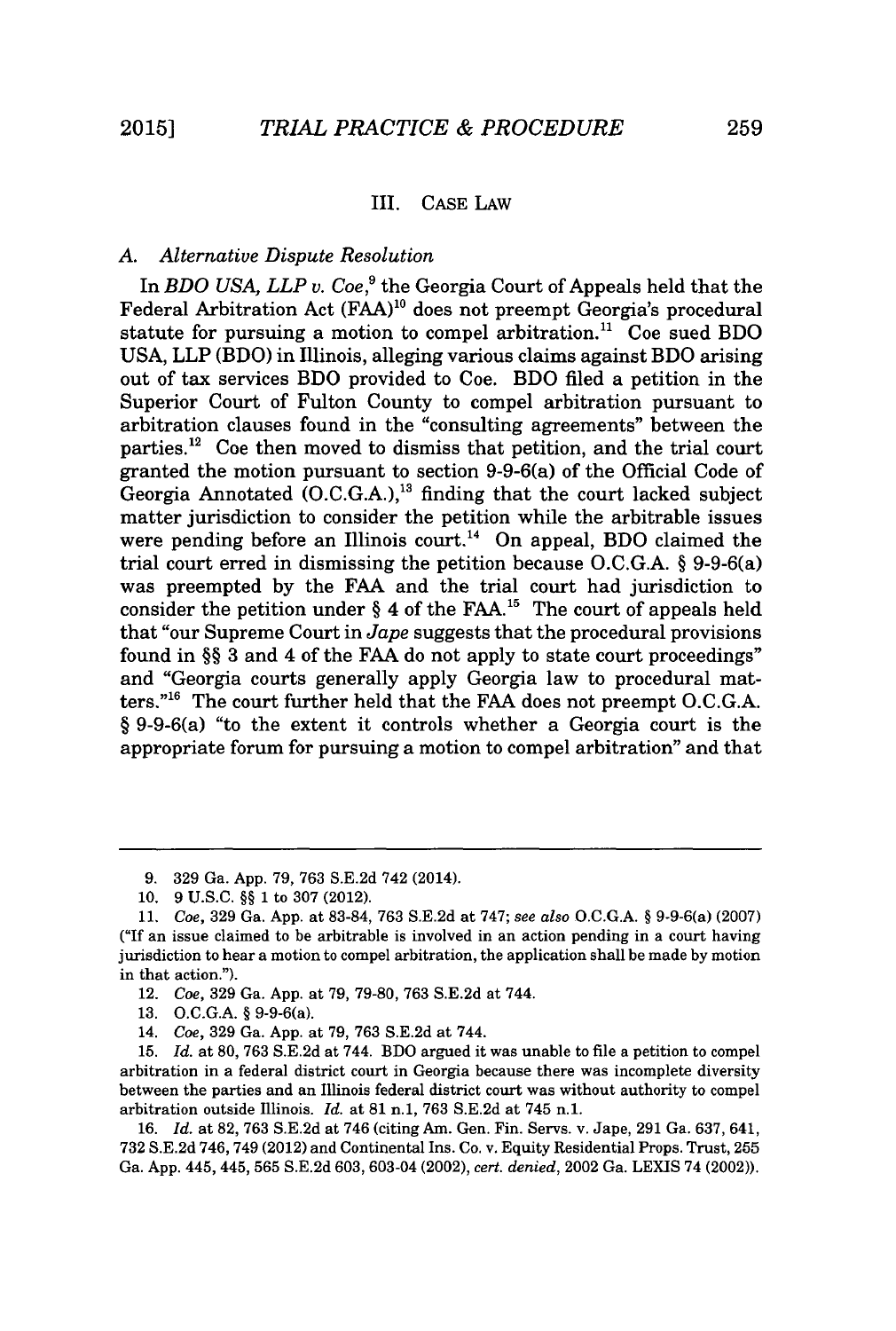## III. CASE LAW

### *A. Alternative Dispute Resolution*

In *BDO USA, LLP v. Coe*,[9] the Georgia Court of Appeals held that the Federal Arbitration Act (FAA)[10] does not preempt Georgia's procedural statute for pursuing a motion to compel arbitration.[11] Coe sued BDO USA, LLP (BDO) in Illinois, alleging various claims against BDO arising out of tax services BDO provided to Coe. BDO filed a petition in the Superior Court of Fulton County to compel arbitration pursuant to arbitration clauses found in the "consulting agreements" between the parties.[12] Coe then moved to dismiss that petition, and the trial court granted the motion pursuant to section 9-9-6(a) of the Official Code of Georgia Annotated (O.C.G.A.),[13] finding that the court lacked subject matter jurisdiction to consider the petition while the arbitrable issues were pending before an Illinois court.[14] On appeal, BDO claimed the trial court erred in dismissing the petition because O.C.G.A. § 9-9-6(a) was preempted by the FAA and the trial court had jurisdiction to consider the petition under § 4 of the FAA.[15] The court of appeals held that "our Supreme Court in *Jape* suggests that the procedural provisions found in §§ 3 and 4 of the FAA do not apply to state court proceedings" and "Georgia courts generally apply Georgia law to procedural matters."[16] The court further held that the FAA does not preempt O.C.G.A. § 9-9-6(a) "to the extent it controls whether a Georgia court is the appropriate forum for pursuing a motion to compel arbitration" and that

---

9. 329 Ga. App. 79, 763 S.E.2d 742 (2014).

10. 9 U.S.C. §§ 1 to 307 (2012).

11. *Coe*, 329 Ga. App. at 83-84, 763 S.E.2d at 747; *see also* O.C.G.A. § 9-9-6(a) (2007) ("If an issue claimed to be arbitrable is involved in an action pending in a court having jurisdiction to hear a motion to compel arbitration, the application shall be made by motion in that action.").

12. *Coe*, 329 Ga. App. at 79, 79-80, 763 S.E.2d at 744.

13. O.C.G.A. § 9-9-6(a).

14. *Coe*, 329 Ga. App. at 79, 763 S.E.2d at 744.

15. *Id.* at 80, 763 S.E.2d at 744. BDO argued it was unable to file a petition to compel arbitration in a federal district court in Georgia because there was incomplete diversity between the parties and an Illinois federal district court was without authority to compel arbitration outside Illinois. *Id.* at 81 n.1, 763 S.E.2d at 745 n.1.

16. *Id.* at 82, 763 S.E.2d at 746 (citing Am. Gen. Fin. Servs. v. Jape, 291 Ga. 637, 641, 732 S.E.2d 746, 749 (2012) and Continental Ins. Co. v. Equity Residential Props. Trust, 255 Ga. App. 445, 445, 565 S.E.2d 603, 603-04 (2002), *cert. denied*, 2002 Ga. LEXIS 74 (2002)).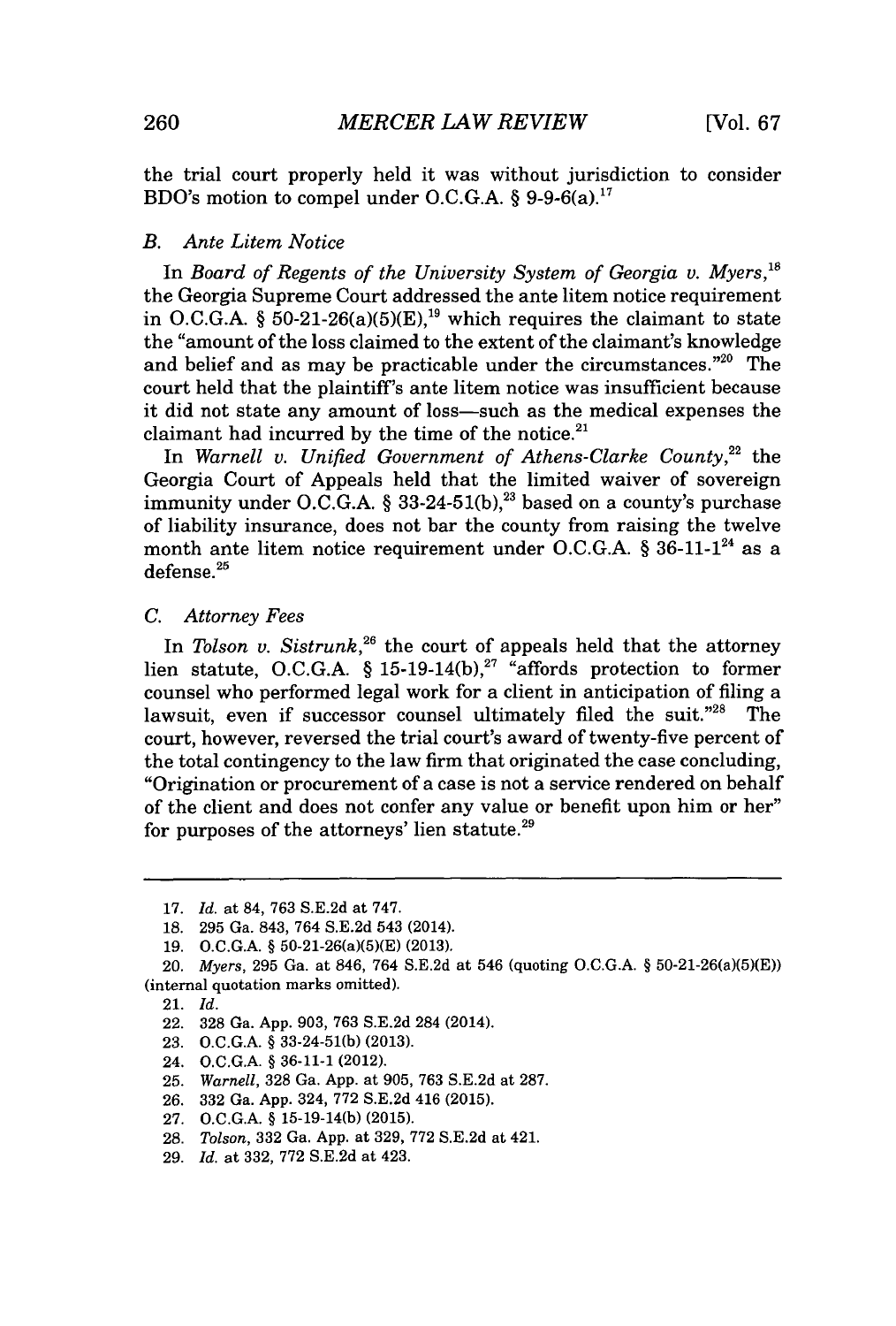the trial court properly held it was without jurisdiction to consider BDO's motion to compel under O.C.G.A. § 9-9-6(a).[17]

### *B. Ante Litem Notice*

In *Board of Regents of the University System of Georgia v. Myers*,[18] the Georgia Supreme Court addressed the ante litem notice requirement in O.C.G.A. § 50-21-26(a)(5)(E),[19] which requires the claimant to state the "amount of the loss claimed to the extent of the claimant's knowledge and belief and as may be practicable under the circumstances."[20] The court held that the plaintiff's ante litem notice was insufficient because it did not state any amount of loss—such as the medical expenses the claimant had incurred by the time of the notice.[21]

In *Warnell v. Unified Government of Athens-Clarke County*,[22] the Georgia Court of Appeals held that the limited waiver of sovereign immunity under O.C.G.A. § 33-24-51(b),[23] based on a county's purchase of liability insurance, does not bar the county from raising the twelve month ante litem notice requirement under O.C.G.A. § 36-11-1[24] as a defense.[25]

### *C. Attorney Fees*

In *Tolson v. Sistrunk*,[26] the court of appeals held that the attorney lien statute, O.C.G.A. § 15-19-14(b),[27] "affords protection to former counsel who performed legal work for a client in anticipation of filing a lawsuit, even if successor counsel ultimately filed the suit."[28] The court, however, reversed the trial court's award of twenty-five percent of the total contingency to the law firm that originated the case concluding, "Origination or procurement of a case is not a service rendered on behalf of the client and does not confer any value or benefit upon him or her" for purposes of the attorneys' lien statute.[29]

---

17. *Id.* at 84, 763 S.E.2d at 747.
18. 295 Ga. 843, 764 S.E.2d 543 (2014).
19. O.C.G.A. § 50-21-26(a)(5)(E) (2013).
20. *Myers*, 295 Ga. at 846, 764 S.E.2d at 546 (quoting O.C.G.A. § 50-21-26(a)(5)(E)) (internal quotation marks omitted).
21. *Id.*
22. 328 Ga. App. 903, 763 S.E.2d 284 (2014).
23. O.C.G.A. § 33-24-51(b) (2013).
24. O.C.G.A. § 36-11-1 (2012).
25. *Warnell*, 328 Ga. App. at 905, 763 S.E.2d at 287.
26. 332 Ga. App. 324, 772 S.E.2d 416 (2015).
27. O.C.G.A. § 15-19-14(b) (2015).
28. *Tolson*, 332 Ga. App. at 329, 772 S.E.2d at 421.
29. *Id.* at 332, 772 S.E.2d at 423.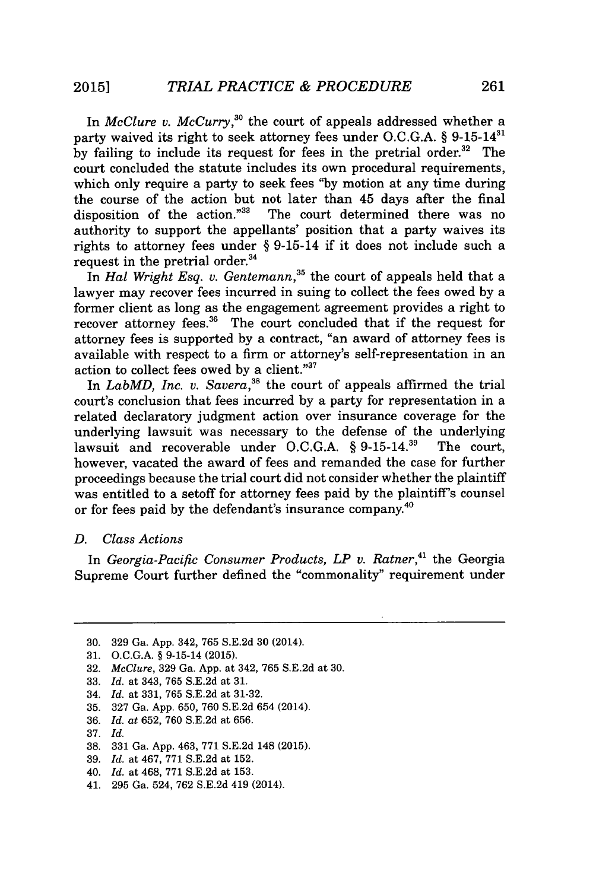In *McClure v. McCurry*,[30] the court of appeals addressed whether a party waived its right to seek attorney fees under O.C.G.A. § 9-15-14[31] by failing to include its request for fees in the pretrial order.[32] The court concluded the statute includes its own procedural requirements, which only require a party to seek fees "by motion at any time during the course of the action but not later than 45 days after the final disposition of the action."[33] The court determined there was no authority to support the appellants' position that a party waives its rights to attorney fees under § 9-15-14 if it does not include such a request in the pretrial order.[34]

In *Hal Wright Esq. v. Gentemann*,[35] the court of appeals held that a lawyer may recover fees incurred in suing to collect the fees owed by a former client as long as the engagement agreement provides a right to recover attorney fees.[36] The court concluded that if the request for attorney fees is supported by a contract, "an award of attorney fees is available with respect to a firm or attorney's self-representation in an action to collect fees owed by a client."[37]

In *LabMD, Inc. v. Savera*,[38] the court of appeals affirmed the trial court's conclusion that fees incurred by a party for representation in a related declaratory judgment action over insurance coverage for the underlying lawsuit was necessary to the defense of the underlying lawsuit and recoverable under O.C.G.A. § 9-15-14.[39] The court, however, vacated the award of fees and remanded the case for further proceedings because the trial court did not consider whether the plaintiff was entitled to a setoff for attorney fees paid by the plaintiff's counsel or for fees paid by the defendant's insurance company.[40]

### D. Class Actions

In *Georgia-Pacific Consumer Products, LP v. Ratner*,[41] the Georgia Supreme Court further defined the "commonality" requirement under

---

30. 329 Ga. App. 342, 765 S.E.2d 30 (2014).
31. O.C.G.A. § 9-15-14 (2015).
32. *McClure*, 329 Ga. App. at 342, 765 S.E.2d at 30.
33. *Id.* at 343, 765 S.E.2d at 31.
34. *Id.* at 331, 765 S.E.2d at 31-32.
35. 327 Ga. App. 650, 760 S.E.2d 654 (2014).
36. *Id. at* 652, 760 S.E.2d at 656.
37. *Id.*
38. 331 Ga. App. 463, 771 S.E.2d 148 (2015).
39. *Id.* at 467, 771 S.E.2d at 152.
40. *Id.* at 468, 771 S.E.2d at 153.
41. 295 Ga. 524, 762 S.E.2d 419 (2014).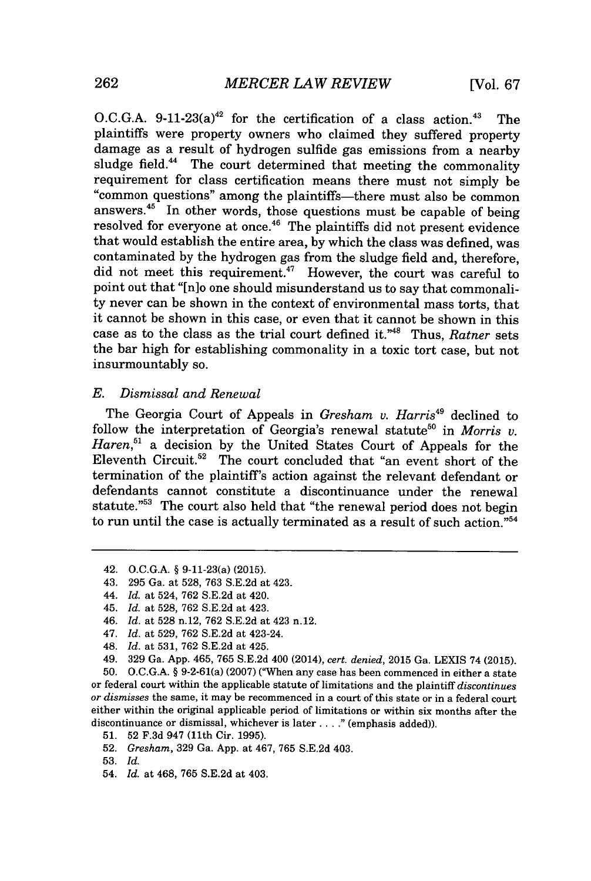O.C.G.A. 9-11-23(a)[42] for the certification of a class action.[43] The plaintiffs were property owners who claimed they suffered property damage as a result of hydrogen sulfide gas emissions from a nearby sludge field.[44] The court determined that meeting the commonality requirement for class certification means there must not simply be "common questions" among the plaintiffs—there must also be common answers.[45] In other words, those questions must be capable of being resolved for everyone at once.[46] The plaintiffs did not present evidence that would establish the entire area, by which the class was defined, was contaminated by the hydrogen gas from the sludge field and, therefore, did not meet this requirement.[47] However, the court was careful to point out that "[n]o one should misunderstand us to say that commonality never can be shown in the context of environmental mass torts, that it cannot be shown in this case, or even that it cannot be shown in this case as to the class as the trial court defined it."[48] Thus, *Ratner* sets the bar high for establishing commonality in a toxic tort case, but not insurmountably so.

### *E. Dismissal and Renewal*

The Georgia Court of Appeals in *Gresham v. Harris*[49] declined to follow the interpretation of Georgia's renewal statute[50] in *Morris v. Haren*,[51] a decision by the United States Court of Appeals for the Eleventh Circuit.[52] The court concluded that "an event short of the termination of the plaintiff's action against the relevant defendant or defendants cannot constitute a discontinuance under the renewal statute."[53] The court also held that "the renewal period does not begin to run until the case is actually terminated as a result of such action."[54]

---

42. O.C.G.A. § 9-11-23(a) (2015).

43. 295 Ga. at 528, 763 S.E.2d at 423.

44. *Id.* at 524, 762 S.E.2d at 420.

45. *Id.* at 528, 762 S.E.2d at 423.

46. *Id.* at 528 n.12, 762 S.E.2d at 423 n.12.

47. *Id.* at 529, 762 S.E.2d at 423-24.

48. *Id.* at 531, 762 S.E.2d at 425.

49. 329 Ga. App. 465, 765 S.E.2d 400 (2014), *cert. denied*, 2015 Ga. LEXIS 74 (2015).

50. O.C.G.A. § 9-2-61(a) (2007) ("When any case has been commenced in either a state or federal court within the applicable statute of limitations and the plaintiff *discontinues or dismisses* the same, it may be recommenced in a court of this state or in a federal court either within the original applicable period of limitations or within six months after the discontinuance or dismissal, whichever is later . . . ." (emphasis added)).

51. 52 F.3d 947 (11th Cir. 1995).

52. *Gresham*, 329 Ga. App. at 467, 765 S.E.2d 403.

53. *Id.*

54. *Id.* at 468, 765 S.E.2d at 403.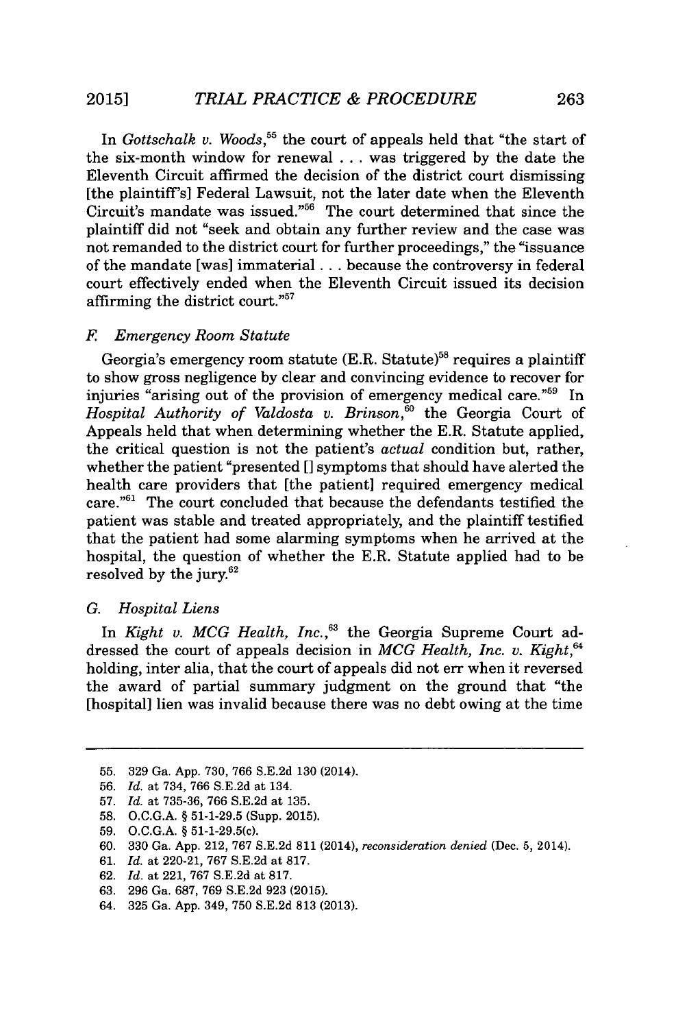In *Gottschalk v. Woods*,[55] the court of appeals held that "the start of the six-month window for renewal . . . was triggered by the date the Eleventh Circuit affirmed the decision of the district court dismissing [the plaintiff's] Federal Lawsuit, not the later date when the Eleventh Circuit's mandate was issued."[56] The court determined that since the plaintiff did not "seek and obtain any further review and the case was not remanded to the district court for further proceedings," the "issuance of the mandate [was] immaterial . . . because the controversy in federal court effectively ended when the Eleventh Circuit issued its decision affirming the district court."[57]

### *F. Emergency Room Statute*

Georgia's emergency room statute (E.R. Statute)[58] requires a plaintiff to show gross negligence by clear and convincing evidence to recover for injuries "arising out of the provision of emergency medical care."[59] In *Hospital Authority of Valdosta v. Brinson*,[60] the Georgia Court of Appeals held that when determining whether the E.R. Statute applied, the critical question is not the patient's *actual* condition but, rather, whether the patient "presented [] symptoms that should have alerted the health care providers that [the patient] required emergency medical care."[61] The court concluded that because the defendants testified the patient was stable and treated appropriately, and the plaintiff testified that the patient had some alarming symptoms when he arrived at the hospital, the question of whether the E.R. Statute applied had to be resolved by the jury.[62]

### *G. Hospital Liens*

In *Kight v. MCG Health, Inc.*,[63] the Georgia Supreme Court addressed the court of appeals decision in *MCG Health, Inc. v. Kight*,[64] holding, inter alia, that the court of appeals did not err when it reversed the award of partial summary judgment on the ground that "the [hospital] lien was invalid because there was no debt owing at the time

---

55. 329 Ga. App. 730, 766 S.E.2d 130 (2014).
56. *Id.* at 734, 766 S.E.2d at 134.
57. *Id.* at 735-36, 766 S.E.2d at 135.
58. O.C.G.A. § 51-1-29.5 (Supp. 2015).
59. O.C.G.A. § 51-1-29.5(c).
60. 330 Ga. App. 212, 767 S.E.2d 811 (2014), *reconsideration denied* (Dec. 5, 2014).
61. *Id.* at 220-21, 767 S.E.2d at 817.
62. *Id.* at 221, 767 S.E.2d at 817.
63. 296 Ga. 687, 769 S.E.2d 923 (2015).
64. 325 Ga. App. 349, 750 S.E.2d 813 (2013).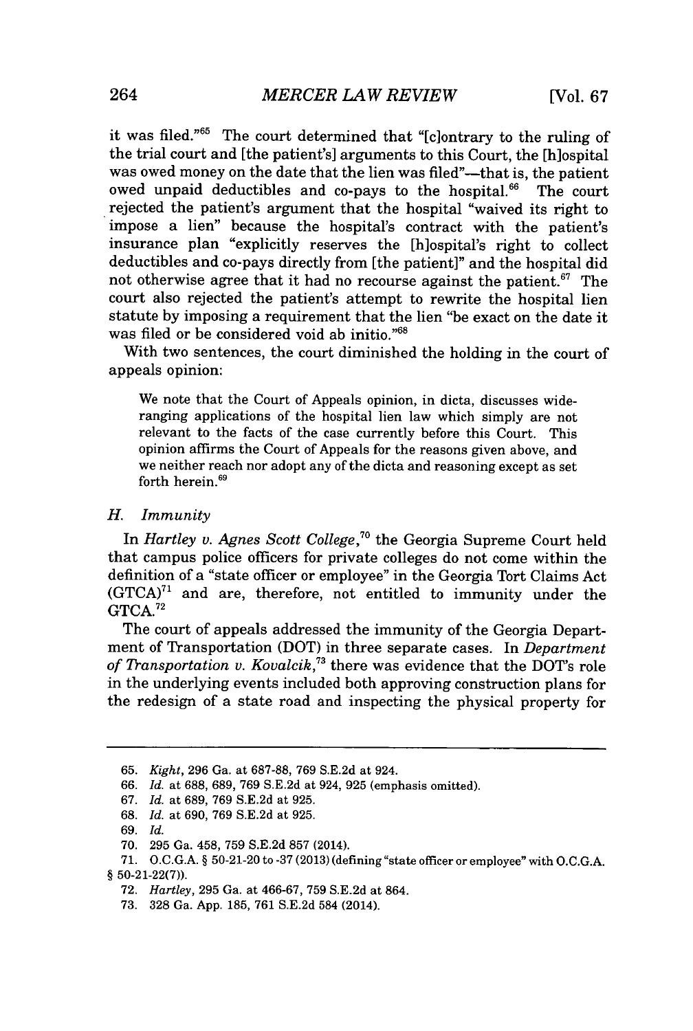it was filed."[65] The court determined that "[c]ontrary to the ruling of the trial court and [the patient's] arguments to this Court, the [h]ospital was owed money on the date that the lien was filed"—that is, the patient owed unpaid deductibles and co-pays to the hospital.[66] The court rejected the patient's argument that the hospital "waived its right to impose a lien" because the hospital's contract with the patient's insurance plan "explicitly reserves the [h]ospital's right to collect deductibles and co-pays directly from [the patient]" and the hospital did not otherwise agree that it had no recourse against the patient.[67] The court also rejected the patient's attempt to rewrite the hospital lien statute by imposing a requirement that the lien "be exact on the date it was filed or be considered void ab initio."[68]

With two sentences, the court diminished the holding in the court of appeals opinion:

> We note that the Court of Appeals opinion, in dicta, discusses wide-ranging applications of the hospital lien law which simply are not relevant to the facts of the case currently before this Court. This opinion affirms the Court of Appeals for the reasons given above, and we neither reach nor adopt any of the dicta and reasoning except as set forth herein.[69]

### *H. Immunity*

In *Hartley v. Agnes Scott College*,[70] the Georgia Supreme Court held that campus police officers for private colleges do not come within the definition of a "state officer or employee" in the Georgia Tort Claims Act (GTCA)[71] and are, therefore, not entitled to immunity under the GTCA.[72]

The court of appeals addressed the immunity of the Georgia Department of Transportation (DOT) in three separate cases. In *Department of Transportation v. Kovalcik*,[73] there was evidence that the DOT's role in the underlying events included both approving construction plans for the redesign of a state road and inspecting the physical property for

---

65. *Kight*, 296 Ga. at 687-88, 769 S.E.2d at 924.
66. *Id.* at 688, 689, 769 S.E.2d at 924, 925 (emphasis omitted).
67. *Id.* at 689, 769 S.E.2d at 925.
68. *Id.* at 690, 769 S.E.2d at 925.
69. *Id.*
70. 295 Ga. 458, 759 S.E.2d 857 (2014).
71. O.C.G.A. § 50-21-20 to -37 (2013) (defining "state officer or employee" with O.C.G.A. § 50-21-22(7)).
72. *Hartley*, 295 Ga. at 466-67, 759 S.E.2d at 864.
73. 328 Ga. App. 185, 761 S.E.2d 584 (2014).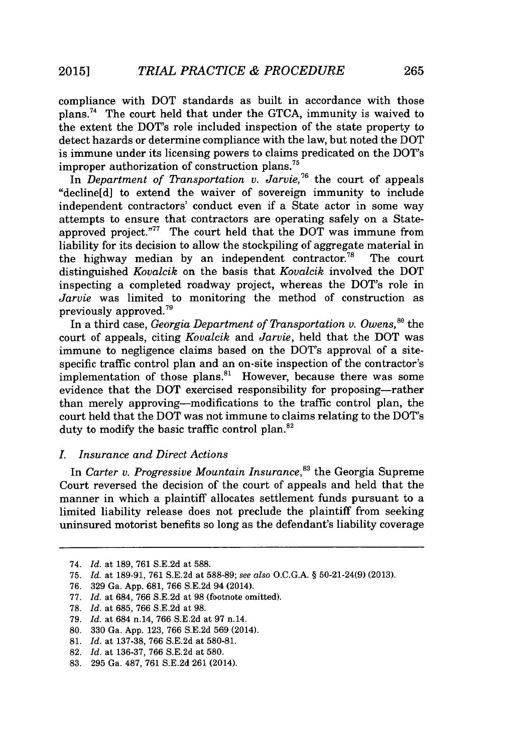compliance with DOT standards as built in accordance with those plans.[74] The court held that under the GTCA, immunity is waived to the extent the DOT's role included inspection of the state property to detect hazards or determine compliance with the law, but noted the DOT is immune under its licensing powers to claims predicated on the DOT's improper authorization of construction plans.[75]

In *Department of Transportation v. Jarvie*,[76] the court of appeals "decline[d] to extend the waiver of sovereign immunity to include independent contractors' conduct even if a State actor in some way attempts to ensure that contractors are operating safely on a State-approved project."[77] The court held that the DOT was immune from liability for its decision to allow the stockpiling of aggregate material in the highway median by an independent contractor.[78] The court distinguished *Kovalcik* on the basis that *Kovalcik* involved the DOT inspecting a completed roadway project, whereas the DOT's role in *Jarvie* was limited to monitoring the method of construction as previously approved.[79]

In a third case, *Georgia Department of Transportation v. Owens*,[80] the court of appeals, citing *Kovalcik* and *Jarvie*, held that the DOT was immune to negligence claims based on the DOT's approval of a site-specific traffic control plan and an on-site inspection of the contractor's implementation of those plans.[81] However, because there was some evidence that the DOT exercised responsibility for proposing—rather than merely approving—modifications to the traffic control plan, the court held that the DOT was not immune to claims relating to the DOT's duty to modify the basic traffic control plan.[82]

### *I. Insurance and Direct Actions*

In *Carter v. Progressive Mountain Insurance*,[83] the Georgia Supreme Court reversed the decision of the court of appeals and held that the manner in which a plaintiff allocates settlement funds pursuant to a limited liability release does not preclude the plaintiff from seeking uninsured motorist benefits so long as the defendant's liability coverage

---

74. *Id.* at 189, 761 S.E.2d at 588.
75. *Id.* at 189-91, 761 S.E.2d at 588-89; *see also* O.C.G.A. § 50-21-24(9) (2013).
76. 329 Ga. App. 681, 766 S.E.2d 94 (2014).
77. *Id.* at 684, 766 S.E.2d at 98 (footnote omitted).
78. *Id.* at 685, 766 S.E.2d at 98.
79. *Id.* at 684 n.14, 766 S.E.2d at 97 n.14.
80. 330 Ga. App. 123, 766 S.E.2d 569 (2014).
81. *Id.* at 137-38, 766 S.E.2d at 580-81.
82. *Id.* at 136-37, 766 S.E.2d at 580.
83. 295 Ga. 487, 761 S.E.2d 261 (2014).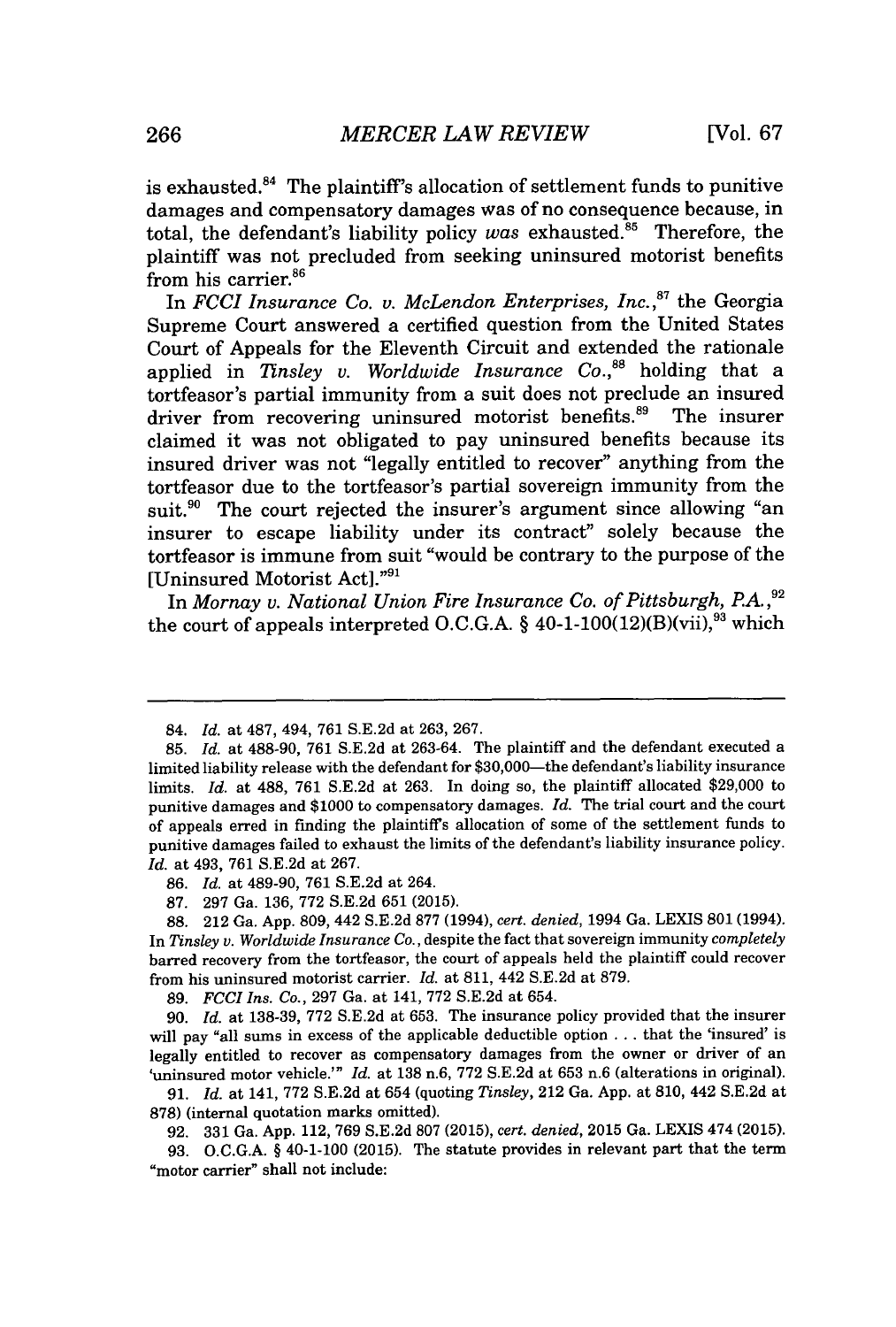is exhausted.[84] The plaintiff's allocation of settlement funds to punitive damages and compensatory damages was of no consequence because, in total, the defendant's liability policy *was* exhausted.[85] Therefore, the plaintiff was not precluded from seeking uninsured motorist benefits from his carrier.[86]

In *FCCI Insurance Co. v. McLendon Enterprises, Inc.*,[87] the Georgia Supreme Court answered a certified question from the United States Court of Appeals for the Eleventh Circuit and extended the rationale applied in *Tinsley v. Worldwide Insurance Co.*,[88] holding that a tortfeasor's partial immunity from a suit does not preclude an insured driver from recovering uninsured motorist benefits.[89] The insurer claimed it was not obligated to pay uninsured benefits because its insured driver was not "legally entitled to recover" anything from the tortfeasor due to the tortfeasor's partial sovereign immunity from the suit.[90] The court rejected the insurer's argument since allowing "an insurer to escape liability under its contract" solely because the tortfeasor is immune from suit "would be contrary to the purpose of the [Uninsured Motorist Act]."[91]

In *Mornay v. National Union Fire Insurance Co. of Pittsburgh, P.A.*,[92] the court of appeals interpreted O.C.G.A. § 40-1-100(12)(B)(vii),[93] which

---

84. *Id.* at 487, 494, 761 S.E.2d at 263, 267.

85. *Id.* at 488-90, 761 S.E.2d at 263-64. The plaintiff and the defendant executed a limited liability release with the defendant for $30,000—the defendant's liability insurance limits. *Id.* at 488, 761 S.E.2d at 263. In doing so, the plaintiff allocated $29,000 to punitive damages and $1000 to compensatory damages. *Id.* The trial court and the court of appeals erred in finding the plaintiff's allocation of some of the settlement funds to punitive damages failed to exhaust the limits of the defendant's liability insurance policy. *Id.* at 493, 761 S.E.2d at 267.

86. *Id.* at 489-90, 761 S.E.2d at 264.

87. 297 Ga. 136, 772 S.E.2d 651 (2015).

88. 212 Ga. App. 809, 442 S.E.2d 877 (1994), *cert. denied*, 1994 Ga. LEXIS 801 (1994). In *Tinsley v. Worldwide Insurance Co.*, despite the fact that sovereign immunity *completely* barred recovery from the tortfeasor, the court of appeals held the plaintiff could recover from his uninsured motorist carrier. *Id.* at 811, 442 S.E.2d at 879.

89. *FCCI Ins. Co.*, 297 Ga. at 141, 772 S.E.2d at 654.

90. *Id.* at 138-39, 772 S.E.2d at 653. The insurance policy provided that the insurer will pay "all sums in excess of the applicable deductible option . . . that the 'insured' is legally entitled to recover as compensatory damages from the owner or driver of an 'uninsured motor vehicle.'" *Id.* at 138 n.6, 772 S.E.2d at 653 n.6 (alterations in original).

91. *Id.* at 141, 772 S.E.2d at 654 (quoting *Tinsley*, 212 Ga. App. at 810, 442 S.E.2d at 878) (internal quotation marks omitted).

92. 331 Ga. App. 112, 769 S.E.2d 807 (2015), *cert. denied*, 2015 Ga. LEXIS 474 (2015).

93. O.C.G.A. § 40-1-100 (2015). The statute provides in relevant part that the term "motor carrier" shall not include: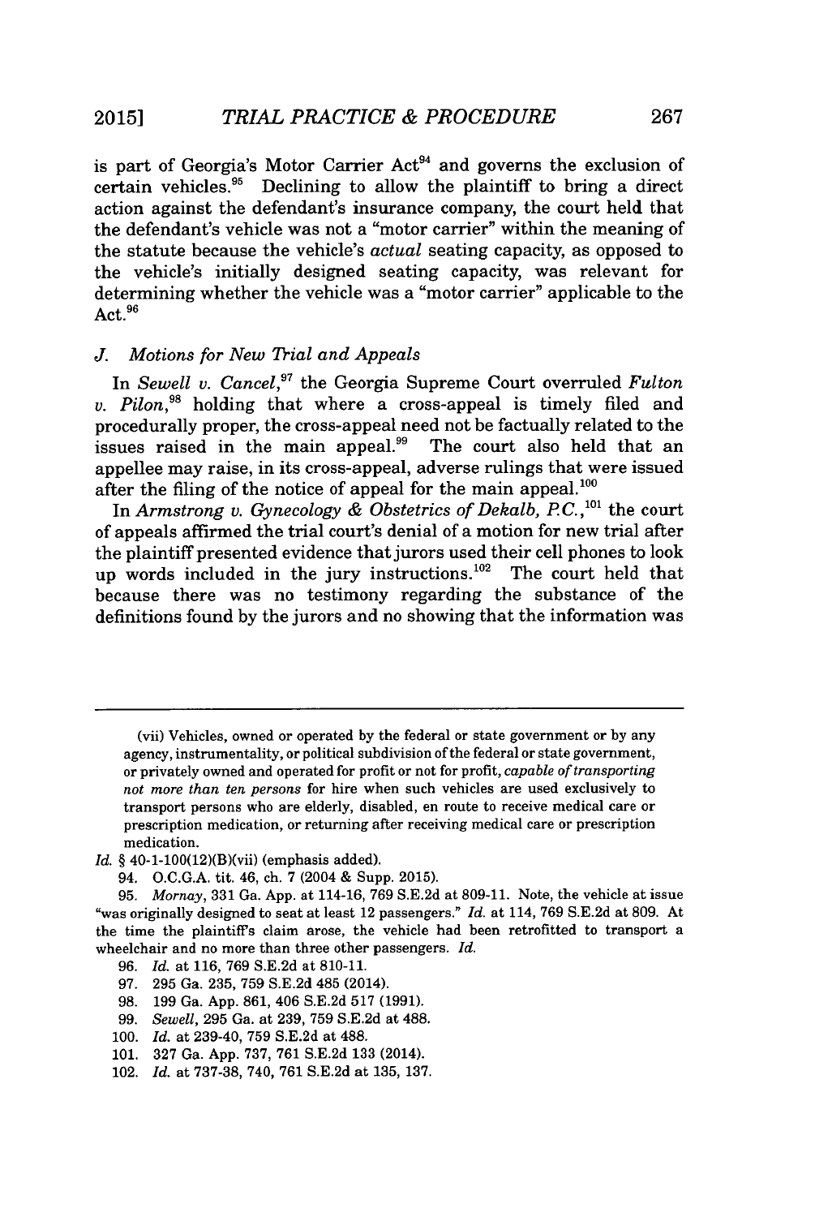is part of Georgia's Motor Carrier Act[94] and governs the exclusion of certain vehicles.[95] Declining to allow the plaintiff to bring a direct action against the defendant's insurance company, the court held that the defendant's vehicle was not a "motor carrier" within the meaning of the statute because the vehicle's *actual* seating capacity, as opposed to the vehicle's initially designed seating capacity, was relevant for determining whether the vehicle was a "motor carrier" applicable to the Act.[96]

### *J. Motions for New Trial and Appeals*

In *Sewell v. Cancel*,[97] the Georgia Supreme Court overruled *Fulton v. Pilon*,[98] holding that where a cross-appeal is timely filed and procedurally proper, the cross-appeal need not be factually related to the issues raised in the main appeal.[99] The court also held that an appellee may raise, in its cross-appeal, adverse rulings that were issued after the filing of the notice of appeal for the main appeal.[100]

In *Armstrong v. Gynecology & Obstetrics of Dekalb, P.C.*,[101] the court of appeals affirmed the trial court's denial of a motion for new trial after the plaintiff presented evidence that jurors used their cell phones to look up words included in the jury instructions.[102] The court held that because there was no testimony regarding the substance of the definitions found by the jurors and no showing that the information was

---

(vii) Vehicles, owned or operated by the federal or state government or by any agency, instrumentality, or political subdivision of the federal or state government, or privately owned and operated for profit or not for profit, *capable of transporting not more than ten persons* for hire when such vehicles are used exclusively to transport persons who are elderly, disabled, en route to receive medical care or prescription medication, or returning after receiving medical care or prescription medication.

*Id.* § 40-1-100(12)(B)(vii) (emphasis added).

94. O.C.G.A. tit. 46, ch. 7 (2004 & Supp. 2015).

95. *Mornay*, 331 Ga. App. at 114-16, 769 S.E.2d at 809-11. Note, the vehicle at issue "was originally designed to seat at least 12 passengers." *Id.* at 114, 769 S.E.2d at 809. At the time the plaintiff's claim arose, the vehicle had been retrofitted to transport a wheelchair and no more than three other passengers. *Id.*

96. *Id.* at 116, 769 S.E.2d at 810-11.

97. 295 Ga. 235, 759 S.E.2d 485 (2014).

98. 199 Ga. App. 861, 406 S.E.2d 517 (1991).

99. *Sewell*, 295 Ga. at 239, 759 S.E.2d at 488.

100. *Id.* at 239-40, 759 S.E.2d at 488.

101. 327 Ga. App. 737, 761 S.E.2d 133 (2014).

102. *Id.* at 737-38, 740, 761 S.E.2d at 135, 137.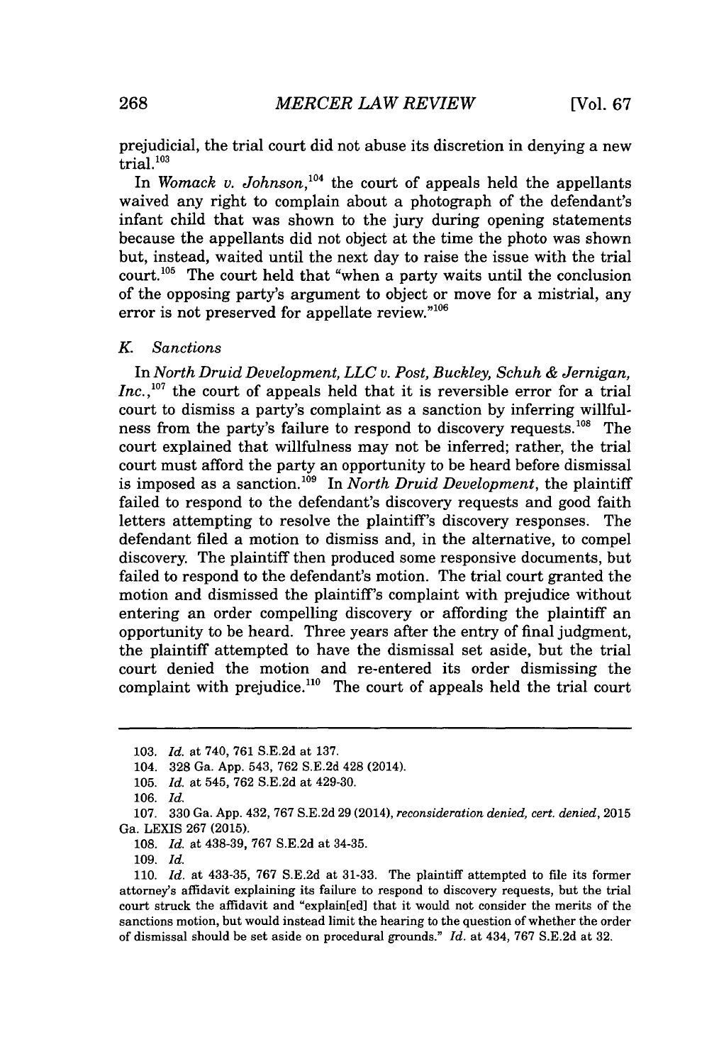prejudicial, the trial court did not abuse its discretion in denying a new trial.[103]

In *Womack v. Johnson*,[104] the court of appeals held the appellants waived any right to complain about a photograph of the defendant's infant child that was shown to the jury during opening statements because the appellants did not object at the time the photo was shown but, instead, waited until the next day to raise the issue with the trial court.[105] The court held that "when a party waits until the conclusion of the opposing party's argument to object or move for a mistrial, any error is not preserved for appellate review."[106]

### *K. Sanctions*

In *North Druid Development, LLC v. Post, Buckley, Schuh & Jernigan, Inc.*,[107] the court of appeals held that it is reversible error for a trial court to dismiss a party's complaint as a sanction by inferring willfulness from the party's failure to respond to discovery requests.[108] The court explained that willfulness may not be inferred; rather, the trial court must afford the party an opportunity to be heard before dismissal is imposed as a sanction.[109] In *North Druid Development*, the plaintiff failed to respond to the defendant's discovery requests and good faith letters attempting to resolve the plaintiff's discovery responses. The defendant filed a motion to dismiss and, in the alternative, to compel discovery. The plaintiff then produced some responsive documents, but failed to respond to the defendant's motion. The trial court granted the motion and dismissed the plaintiff's complaint with prejudice without entering an order compelling discovery or affording the plaintiff an opportunity to be heard. Three years after the entry of final judgment, the plaintiff attempted to have the dismissal set aside, but the trial court denied the motion and re-entered its order dismissing the complaint with prejudice.[110] The court of appeals held the trial court

---

103. *Id.* at 740, 761 S.E.2d at 137.

104. 328 Ga. App. 543, 762 S.E.2d 428 (2014).

105. *Id.* at 545, 762 S.E.2d at 429-30.

106. *Id.*

107. 330 Ga. App. 432, 767 S.E.2d 29 (2014), *reconsideration denied, cert. denied*, 2015 Ga. LEXIS 267 (2015).

108. *Id.* at 438-39, 767 S.E.2d at 34-35.

109. *Id.*

110. *Id.* at 433-35, 767 S.E.2d at 31-33. The plaintiff attempted to file its former attorney's affidavit explaining its failure to respond to discovery requests, but the trial court struck the affidavit and "explain[ed] that it would not consider the merits of the sanctions motion, but would instead limit the hearing to the question of whether the order of dismissal should be set aside on procedural grounds." *Id.* at 434, 767 S.E.2d at 32.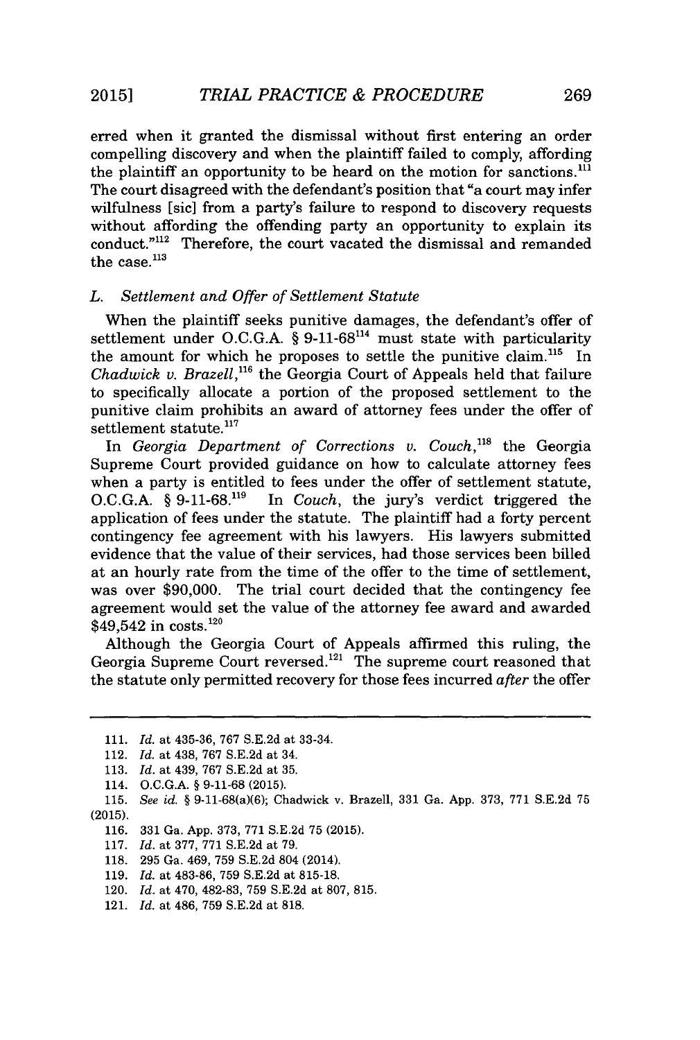erred when it granted the dismissal without first entering an order compelling discovery and when the plaintiff failed to comply, affording the plaintiff an opportunity to be heard on the motion for sanctions.[111] The court disagreed with the defendant's position that "a court may infer wilfulness [sic] from a party's failure to respond to discovery requests without affording the offending party an opportunity to explain its conduct."[112] Therefore, the court vacated the dismissal and remanded the case.[113]

### L. *Settlement and Offer of Settlement Statute*

When the plaintiff seeks punitive damages, the defendant's offer of settlement under O.C.G.A. § 9-11-68[114] must state with particularity the amount for which he proposes to settle the punitive claim.[115] In *Chadwick v. Brazell*,[116] the Georgia Court of Appeals held that failure to specifically allocate a portion of the proposed settlement to the punitive claim prohibits an award of attorney fees under the offer of settlement statute.[117]

In *Georgia Department of Corrections v. Couch*,[118] the Georgia Supreme Court provided guidance on how to calculate attorney fees when a party is entitled to fees under the offer of settlement statute, O.C.G.A. § 9-11-68.[119] In *Couch*, the jury's verdict triggered the application of fees under the statute. The plaintiff had a forty percent contingency fee agreement with his lawyers. His lawyers submitted evidence that the value of their services, had those services been billed at an hourly rate from the time of the offer to the time of settlement, was over $90,000. The trial court decided that the contingency fee agreement would set the value of the attorney fee award and awarded $49,542 in costs.[120]

Although the Georgia Court of Appeals affirmed this ruling, the Georgia Supreme Court reversed.[121] The supreme court reasoned that the statute only permitted recovery for those fees incurred *after* the offer

---

111. *Id.* at 435-36, 767 S.E.2d at 33-34.

112. *Id.* at 438, 767 S.E.2d at 34.

113. *Id.* at 439, 767 S.E.2d at 35.

114. O.C.G.A. § 9-11-68 (2015).

115. *See id.* § 9-11-68(a)(6); Chadwick v. Brazell, 331 Ga. App. 373, 771 S.E.2d 75 (2015).

116. 331 Ga. App. 373, 771 S.E.2d 75 (2015).

117. *Id.* at 377, 771 S.E.2d at 79.

118. 295 Ga. 469, 759 S.E.2d 804 (2014).

119. *Id.* at 483-86, 759 S.E.2d at 815-18.

120. *Id.* at 470, 482-83, 759 S.E.2d at 807, 815.

121. *Id.* at 486, 759 S.E.2d at 818.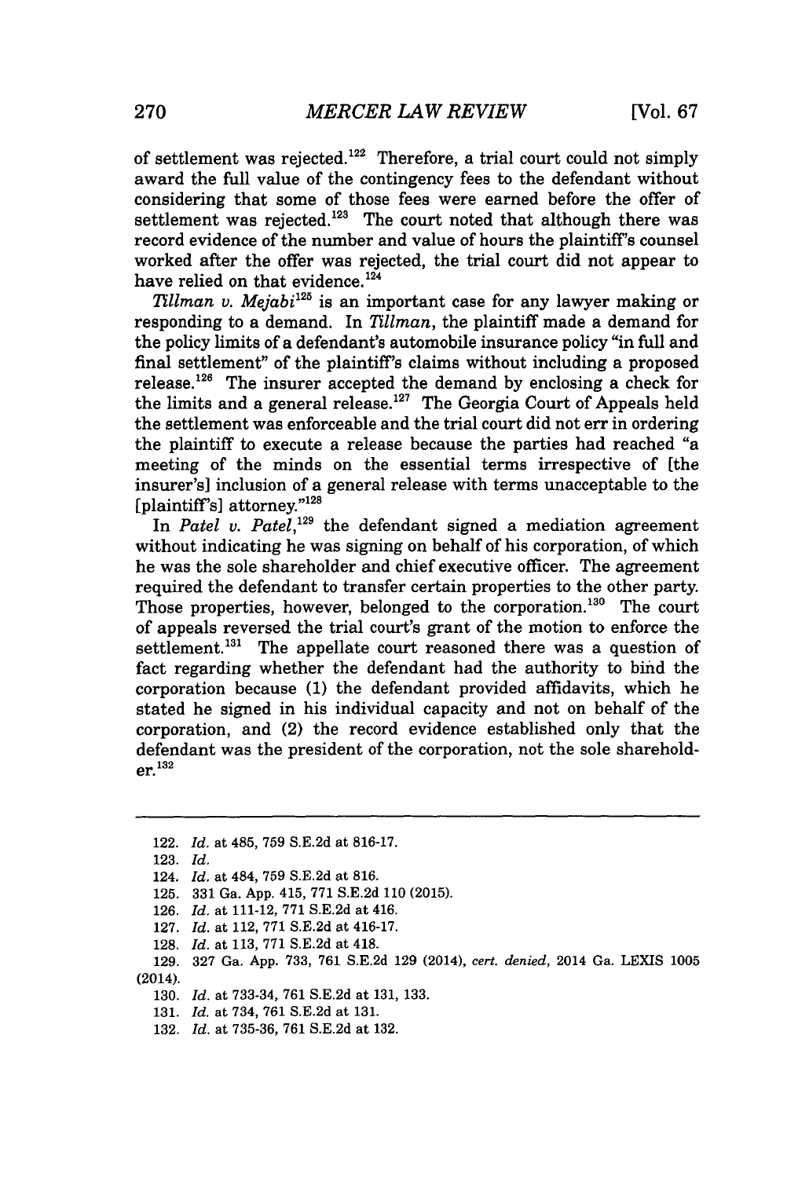of settlement was rejected.[122] Therefore, a trial court could not simply award the full value of the contingency fees to the defendant without considering that some of those fees were earned before the offer of settlement was rejected.[123] The court noted that although there was record evidence of the number and value of hours the plaintiff's counsel worked after the offer was rejected, the trial court did not appear to have relied on that evidence.[124]

*Tillman v. Mejabi*[125] is an important case for any lawyer making or responding to a demand. In *Tillman*, the plaintiff made a demand for the policy limits of a defendant's automobile insurance policy "in full and final settlement" of the plaintiff's claims without including a proposed release.[126] The insurer accepted the demand by enclosing a check for the limits and a general release.[127] The Georgia Court of Appeals held the settlement was enforceable and the trial court did not err in ordering the plaintiff to execute a release because the parties had reached "a meeting of the minds on the essential terms irrespective of [the insurer's] inclusion of a general release with terms unacceptable to the [plaintiff's] attorney."[128]

In *Patel v. Patel*,[129] the defendant signed a mediation agreement without indicating he was signing on behalf of his corporation, of which he was the sole shareholder and chief executive officer. The agreement required the defendant to transfer certain properties to the other party. Those properties, however, belonged to the corporation.[130] The court of appeals reversed the trial court's grant of the motion to enforce the settlement.[131] The appellate court reasoned there was a question of fact regarding whether the defendant had the authority to bind the corporation because (1) the defendant provided affidavits, which he stated he signed in his individual capacity and not on behalf of the corporation, and (2) the record evidence established only that the defendant was the president of the corporation, not the sole shareholder.[132]

---

122. *Id.* at 485, 759 S.E.2d at 816-17.

123. *Id.*

124. *Id.* at 484, 759 S.E.2d at 816.

125. 331 Ga. App. 415, 771 S.E.2d 110 (2015).

126. *Id.* at 111-12, 771 S.E.2d at 416.

127. *Id.* at 112, 771 S.E.2d at 416-17.

128. *Id.* at 113, 771 S.E.2d at 418.

129. 327 Ga. App. 733, 761 S.E.2d 129 (2014), *cert. denied*, 2014 Ga. LEXIS 1005 (2014).

130. *Id.* at 733-34, 761 S.E.2d at 131, 133.

131. *Id.* at 734, 761 S.E.2d at 131.

132. *Id.* at 735-36, 761 S.E.2d at 132.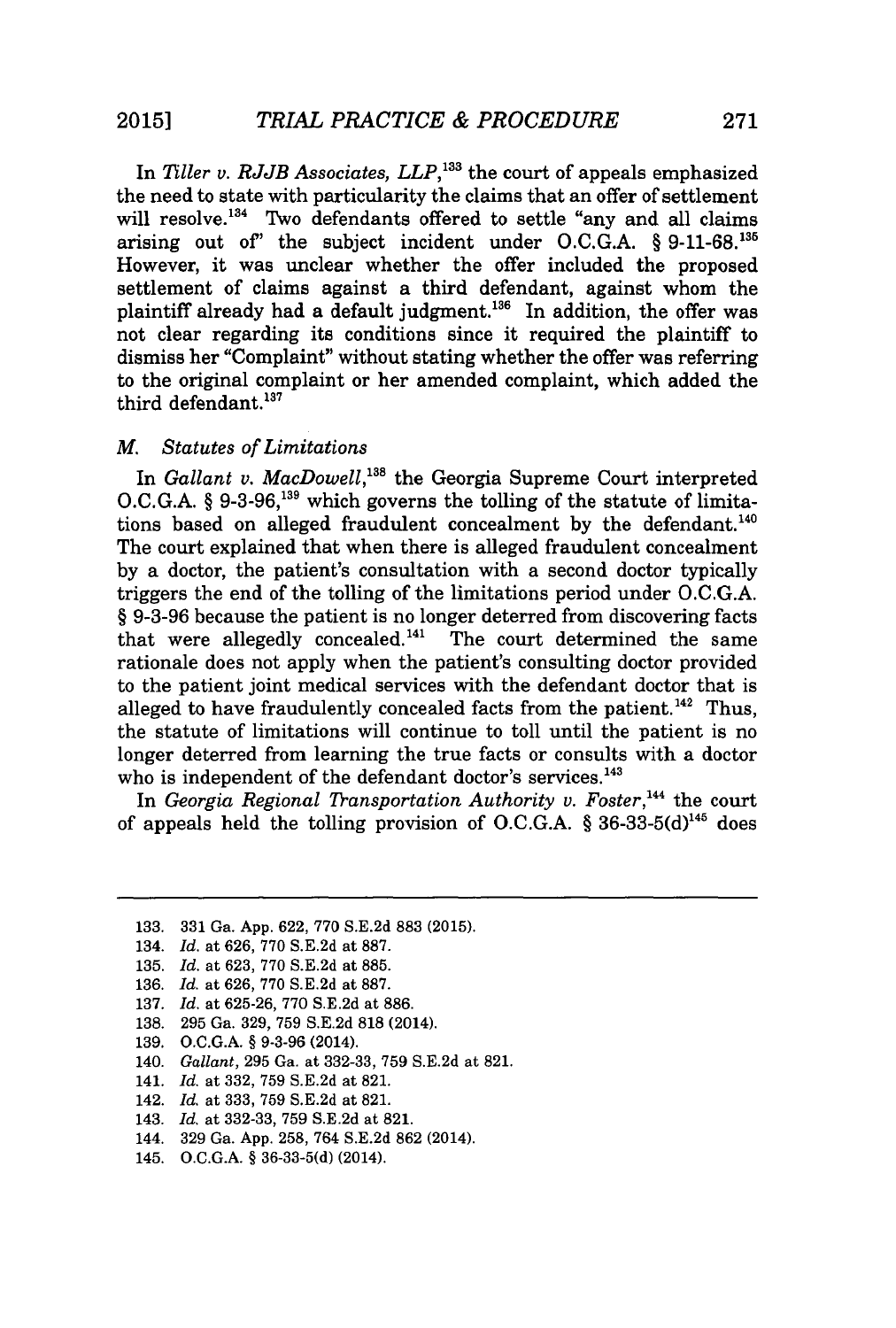In *Tiller v. RJJB Associates, LLP*,[133] the court of appeals emphasized the need to state with particularity the claims that an offer of settlement will resolve.[134] Two defendants offered to settle "any and all claims arising out of" the subject incident under O.C.G.A. § 9-11-68.[135] However, it was unclear whether the offer included the proposed settlement of claims against a third defendant, against whom the plaintiff already had a default judgment.[136] In addition, the offer was not clear regarding its conditions since it required the plaintiff to dismiss her "Complaint" without stating whether the offer was referring to the original complaint or her amended complaint, which added the third defendant.[137]

### *M. Statutes of Limitations*

In *Gallant v. MacDowell*,[138] the Georgia Supreme Court interpreted O.C.G.A. § 9-3-96,[139] which governs the tolling of the statute of limitations based on alleged fraudulent concealment by the defendant.[140] The court explained that when there is alleged fraudulent concealment by a doctor, the patient's consultation with a second doctor typically triggers the end of the tolling of the limitations period under O.C.G.A. § 9-3-96 because the patient is no longer deterred from discovering facts that were allegedly concealed.[141] The court determined the same rationale does not apply when the patient's consulting doctor provided to the patient joint medical services with the defendant doctor that is alleged to have fraudulently concealed facts from the patient.[142] Thus, the statute of limitations will continue to toll until the patient is no longer deterred from learning the true facts or consults with a doctor who is independent of the defendant doctor's services.[143]

In *Georgia Regional Transportation Authority v. Foster*,[144] the court of appeals held the tolling provision of O.C.G.A. § 36-33-5(d)[145] does

---

133. 331 Ga. App. 622, 770 S.E.2d 883 (2015).
134. *Id.* at 626, 770 S.E.2d at 887.
135. *Id.* at 623, 770 S.E.2d at 885.
136. *Id.* at 626, 770 S.E.2d at 887.
137. *Id.* at 625-26, 770 S.E.2d at 886.
138. 295 Ga. 329, 759 S.E.2d 818 (2014).
139. O.C.G.A. § 9-3-96 (2014).
140. *Gallant*, 295 Ga. at 332-33, 759 S.E.2d at 821.
141. *Id.* at 332, 759 S.E.2d at 821.
142. *Id.* at 333, 759 S.E.2d at 821.
143. *Id.* at 332-33, 759 S.E.2d at 821.
144. 329 Ga. App. 258, 764 S.E.2d 862 (2014).
145. O.C.G.A. § 36-33-5(d) (2014).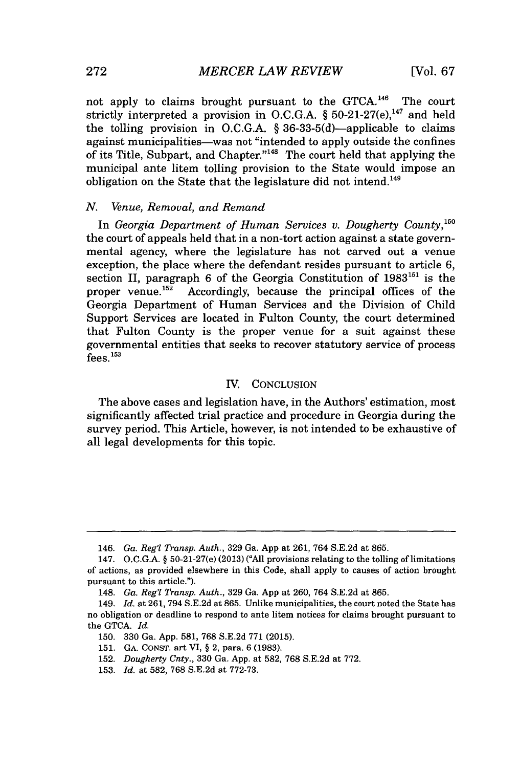not apply to claims brought pursuant to the GTCA.[146] The court strictly interpreted a provision in O.C.G.A. § 50-21-27(e),[147] and held the tolling provision in O.C.G.A. § 36-33-5(d)—applicable to claims against municipalities—was not "intended to apply outside the confines of its Title, Subpart, and Chapter."[148] The court held that applying the municipal ante litem tolling provision to the State would impose an obligation on the State that the legislature did not intend.[149]

### *N. Venue, Removal, and Remand*

In *Georgia Department of Human Services v. Dougherty County*,[150] the court of appeals held that in a non-tort action against a state governmental agency, where the legislature has not carved out a venue exception, the place where the defendant resides pursuant to article 6, section II, paragraph 6 of the Georgia Constitution of 1983[151] is the proper venue.[152] Accordingly, because the principal offices of the Georgia Department of Human Services and the Division of Child Support Services are located in Fulton County, the court determined that Fulton County is the proper venue for a suit against these governmental entities that seeks to recover statutory service of process fees.[153]

## IV. CONCLUSION

The above cases and legislation have, in the Authors' estimation, most significantly affected trial practice and procedure in Georgia during the survey period. This Article, however, is not intended to be exhaustive of all legal developments for this topic.

---

146. *Ga. Reg'l Transp. Auth.*, 329 Ga. App at 261, 764 S.E.2d at 865.

147. O.C.G.A. § 50-21-27(e) (2013) ("All provisions relating to the tolling of limitations of actions, as provided elsewhere in this Code, shall apply to causes of action brought pursuant to this article.").

148. *Ga. Reg'l Transp. Auth.*, 329 Ga. App at 260, 764 S.E.2d at 865.

149. *Id.* at 261, 794 S.E.2d at 865. Unlike municipalities, the court noted the State has no obligation or deadline to respond to ante litem notices for claims brought pursuant to the GTCA. *Id.*

150. 330 Ga. App. 581, 768 S.E.2d 771 (2015).

151. GA. CONST. art VI, § 2, para. 6 (1983).

152. *Dougherty Cnty.*, 330 Ga. App. at 582, 768 S.E.2d at 772.

153. *Id.* at 582, 768 S.E.2d at 772-73.